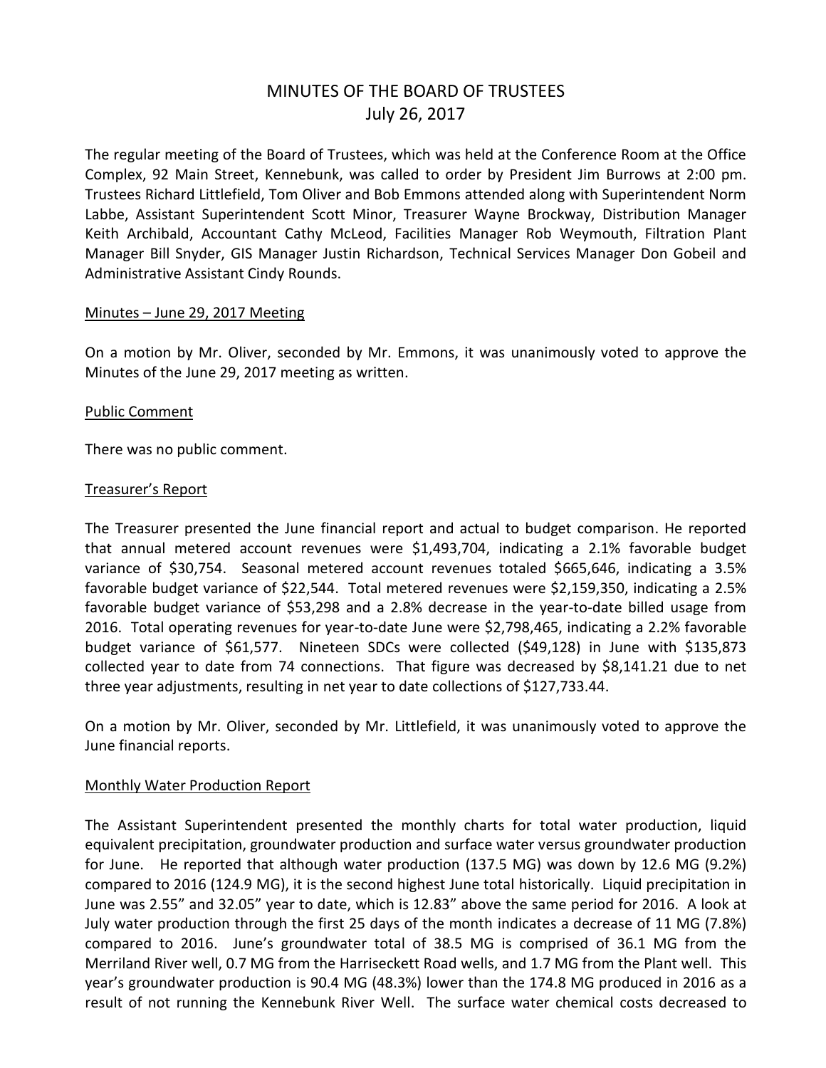# MINUTES OF THE BOARD OF TRUSTEES
## July 26, 2017

The regular meeting of the Board of Trustees, which was held at the Conference Room at the Office Complex, 92 Main Street, Kennebunk, was called to order by President Jim Burrows at 2:00 pm. Trustees Richard Littlefield, Tom Oliver and Bob Emmons attended along with Superintendent Norm Labbe, Assistant Superintendent Scott Minor, Treasurer Wayne Brockway, Distribution Manager Keith Archibald, Accountant Cathy McLeod, Facilities Manager Rob Weymouth, Filtration Plant Manager Bill Snyder, GIS Manager Justin Richardson, Technical Services Manager Don Gobeil and Administrative Assistant Cindy Rounds.

Minutes – June 29, 2017 Meeting

On a motion by Mr. Oliver, seconded by Mr. Emmons, it was unanimously voted to approve the Minutes of the June 29, 2017 meeting as written.

Public Comment

There was no public comment.

Treasurer's Report

The Treasurer presented the June financial report and actual to budget comparison. He reported that annual metered account revenues were $1,493,704, indicating a 2.1% favorable budget variance of $30,754. Seasonal metered account revenues totaled $665,646, indicating a 3.5% favorable budget variance of $22,544. Total metered revenues were $2,159,350, indicating a 2.5% favorable budget variance of $53,298 and a 2.8% decrease in the year-to-date billed usage from 2016. Total operating revenues for year-to-date June were $2,798,465, indicating a 2.2% favorable budget variance of $61,577. Nineteen SDCs were collected ($49,128) in June with $135,873 collected year to date from 74 connections. That figure was decreased by $8,141.21 due to net three year adjustments, resulting in net year to date collections of $127,733.44.

On a motion by Mr. Oliver, seconded by Mr. Littlefield, it was unanimously voted to approve the June financial reports.

Monthly Water Production Report

The Assistant Superintendent presented the monthly charts for total water production, liquid equivalent precipitation, groundwater production and surface water versus groundwater production for June. He reported that although water production (137.5 MG) was down by 12.6 MG (9.2%) compared to 2016 (124.9 MG), it is the second highest June total historically. Liquid precipitation in June was 2.55" and 32.05" year to date, which is 12.83" above the same period for 2016. A look at July water production through the first 25 days of the month indicates a decrease of 11 MG (7.8%) compared to 2016. June's groundwater total of 38.5 MG is comprised of 36.1 MG from the Merriland River well, 0.7 MG from the Harriseckett Road wells, and 1.7 MG from the Plant well. This year's groundwater production is 90.4 MG (48.3%) lower than the 174.8 MG produced in 2016 as a result of not running the Kennebunk River Well. The surface water chemical costs decreased to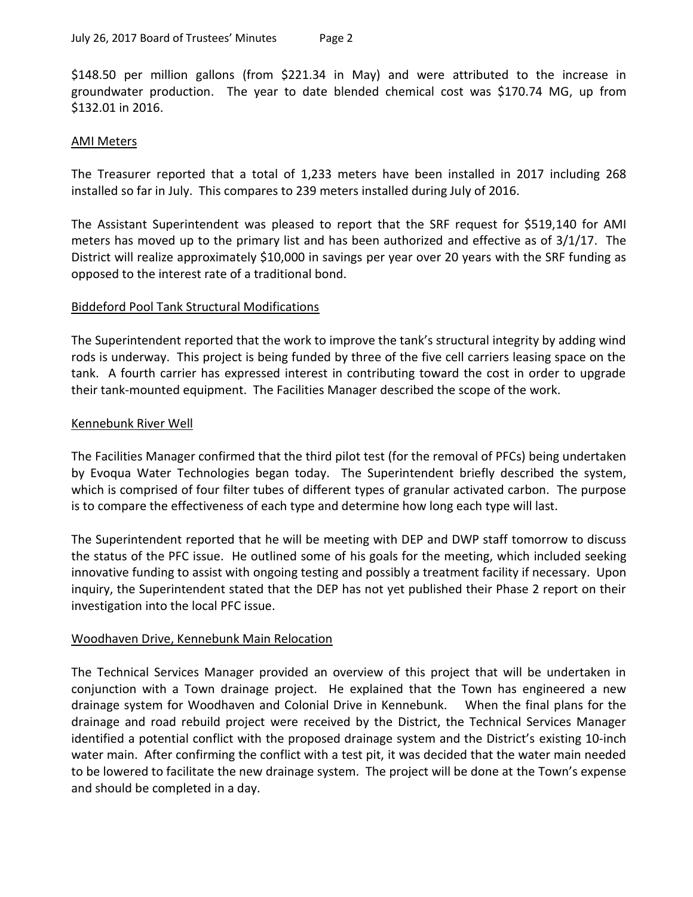$148.50 per million gallons (from $221.34 in May) and were attributed to the increase in groundwater production. The year to date blended chemical cost was $170.74 MG, up from $132.01 in 2016.

## AMI Meters

The Treasurer reported that a total of 1,233 meters have been installed in 2017 including 268 installed so far in July. This compares to 239 meters installed during July of 2016.

The Assistant Superintendent was pleased to report that the SRF request for $519,140 for AMI meters has moved up to the primary list and has been authorized and effective as of 3/1/17. The District will realize approximately $10,000 in savings per year over 20 years with the SRF funding as opposed to the interest rate of a traditional bond.

## Biddeford Pool Tank Structural Modifications

The Superintendent reported that the work to improve the tank's structural integrity by adding wind rods is underway. This project is being funded by three of the five cell carriers leasing space on the tank. A fourth carrier has expressed interest in contributing toward the cost in order to upgrade their tank-mounted equipment. The Facilities Manager described the scope of the work.

## Kennebunk River Well

The Facilities Manager confirmed that the third pilot test (for the removal of PFCs) being undertaken by Evoqua Water Technologies began today. The Superintendent briefly described the system, which is comprised of four filter tubes of different types of granular activated carbon. The purpose is to compare the effectiveness of each type and determine how long each type will last.

The Superintendent reported that he will be meeting with DEP and DWP staff tomorrow to discuss the status of the PFC issue. He outlined some of his goals for the meeting, which included seeking innovative funding to assist with ongoing testing and possibly a treatment facility if necessary. Upon inquiry, the Superintendent stated that the DEP has not yet published their Phase 2 report on their investigation into the local PFC issue.

## Woodhaven Drive, Kennebunk Main Relocation

The Technical Services Manager provided an overview of this project that will be undertaken in conjunction with a Town drainage project. He explained that the Town has engineered a new drainage system for Woodhaven and Colonial Drive in Kennebunk. When the final plans for the drainage and road rebuild project were received by the District, the Technical Services Manager identified a potential conflict with the proposed drainage system and the District's existing 10-inch water main. After confirming the conflict with a test pit, it was decided that the water main needed to be lowered to facilitate the new drainage system. The project will be done at the Town's expense and should be completed in a day.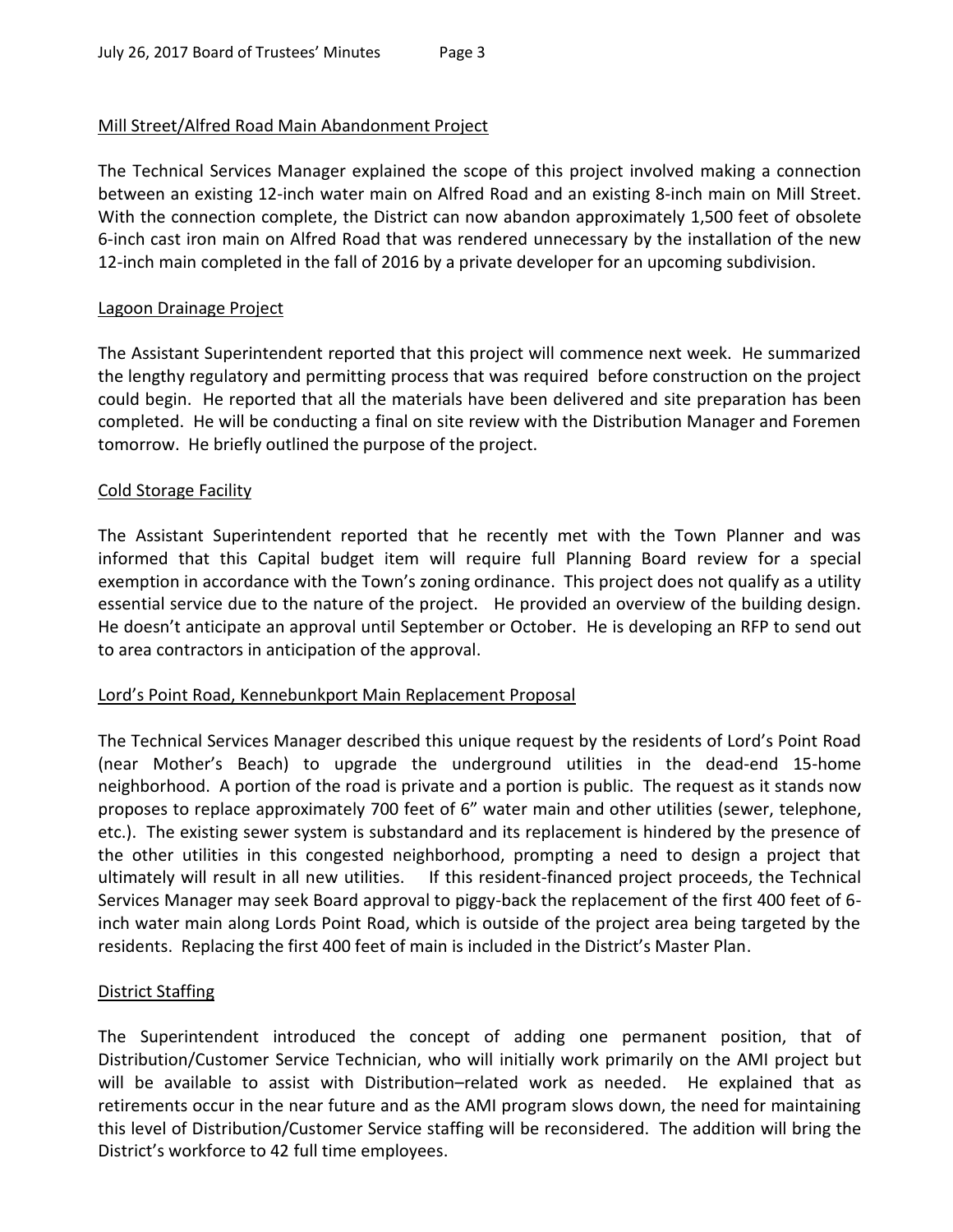## Mill Street/Alfred Road Main Abandonment Project

The Technical Services Manager explained the scope of this project involved making a connection between an existing 12-inch water main on Alfred Road and an existing 8-inch main on Mill Street. With the connection complete, the District can now abandon approximately 1,500 feet of obsolete 6-inch cast iron main on Alfred Road that was rendered unnecessary by the installation of the new 12-inch main completed in the fall of 2016 by a private developer for an upcoming subdivision.

## Lagoon Drainage Project

The Assistant Superintendent reported that this project will commence next week. He summarized the lengthy regulatory and permitting process that was required before construction on the project could begin. He reported that all the materials have been delivered and site preparation has been completed. He will be conducting a final on site review with the Distribution Manager and Foremen tomorrow. He briefly outlined the purpose of the project.

## Cold Storage Facility

The Assistant Superintendent reported that he recently met with the Town Planner and was informed that this Capital budget item will require full Planning Board review for a special exemption in accordance with the Town's zoning ordinance. This project does not qualify as a utility essential service due to the nature of the project. He provided an overview of the building design. He doesn't anticipate an approval until September or October. He is developing an RFP to send out to area contractors in anticipation of the approval.

## Lord's Point Road, Kennebunkport Main Replacement Proposal

The Technical Services Manager described this unique request by the residents of Lord's Point Road (near Mother's Beach) to upgrade the underground utilities in the dead-end 15-home neighborhood. A portion of the road is private and a portion is public. The request as it stands now proposes to replace approximately 700 feet of 6" water main and other utilities (sewer, telephone, etc.). The existing sewer system is substandard and its replacement is hindered by the presence of the other utilities in this congested neighborhood, prompting a need to design a project that ultimately will result in all new utilities. If this resident-financed project proceeds, the Technical Services Manager may seek Board approval to piggy-back the replacement of the first 400 feet of 6-inch water main along Lords Point Road, which is outside of the project area being targeted by the residents. Replacing the first 400 feet of main is included in the District's Master Plan.

## District Staffing

The Superintendent introduced the concept of adding one permanent position, that of Distribution/Customer Service Technician, who will initially work primarily on the AMI project but will be available to assist with Distribution–related work as needed. He explained that as retirements occur in the near future and as the AMI program slows down, the need for maintaining this level of Distribution/Customer Service staffing will be reconsidered. The addition will bring the District's workforce to 42 full time employees.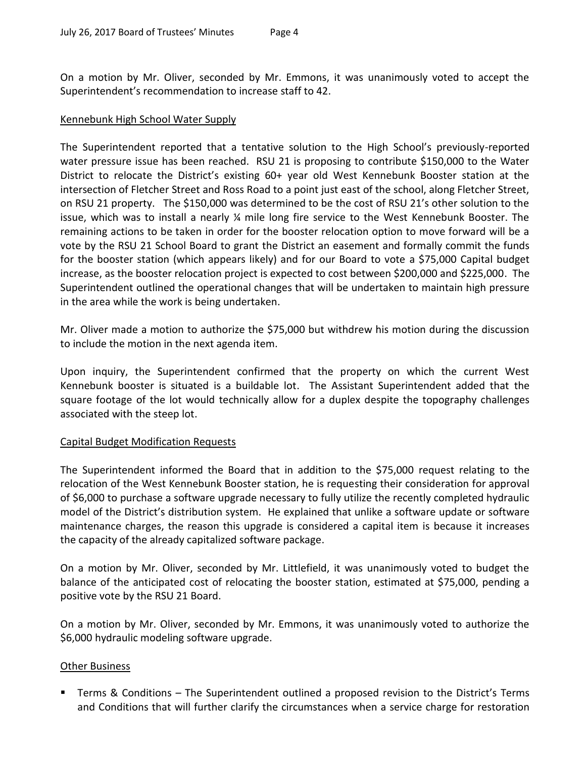On a motion by Mr. Oliver, seconded by Mr. Emmons, it was unanimously voted to accept the Superintendent's recommendation to increase staff to 42.

## Kennebunk High School Water Supply

The Superintendent reported that a tentative solution to the High School's previously-reported water pressure issue has been reached. RSU 21 is proposing to contribute $150,000 to the Water District to relocate the District's existing 60+ year old West Kennebunk Booster station at the intersection of Fletcher Street and Ross Road to a point just east of the school, along Fletcher Street, on RSU 21 property. The $150,000 was determined to be the cost of RSU 21's other solution to the issue, which was to install a nearly ¼ mile long fire service to the West Kennebunk Booster. The remaining actions to be taken in order for the booster relocation option to move forward will be a vote by the RSU 21 School Board to grant the District an easement and formally commit the funds for the booster station (which appears likely) and for our Board to vote a $75,000 Capital budget increase, as the booster relocation project is expected to cost between $200,000 and $225,000. The Superintendent outlined the operational changes that will be undertaken to maintain high pressure in the area while the work is being undertaken.

Mr. Oliver made a motion to authorize the $75,000 but withdrew his motion during the discussion to include the motion in the next agenda item.

Upon inquiry, the Superintendent confirmed that the property on which the current West Kennebunk booster is situated is a buildable lot. The Assistant Superintendent added that the square footage of the lot would technically allow for a duplex despite the topography challenges associated with the steep lot.

## Capital Budget Modification Requests

The Superintendent informed the Board that in addition to the $75,000 request relating to the relocation of the West Kennebunk Booster station, he is requesting their consideration for approval of $6,000 to purchase a software upgrade necessary to fully utilize the recently completed hydraulic model of the District's distribution system. He explained that unlike a software update or software maintenance charges, the reason this upgrade is considered a capital item is because it increases the capacity of the already capitalized software package.

On a motion by Mr. Oliver, seconded by Mr. Littlefield, it was unanimously voted to budget the balance of the anticipated cost of relocating the booster station, estimated at $75,000, pending a positive vote by the RSU 21 Board.

On a motion by Mr. Oliver, seconded by Mr. Emmons, it was unanimously voted to authorize the $6,000 hydraulic modeling software upgrade.

## Other Business

- Terms & Conditions – The Superintendent outlined a proposed revision to the District's Terms and Conditions that will further clarify the circumstances when a service charge for restoration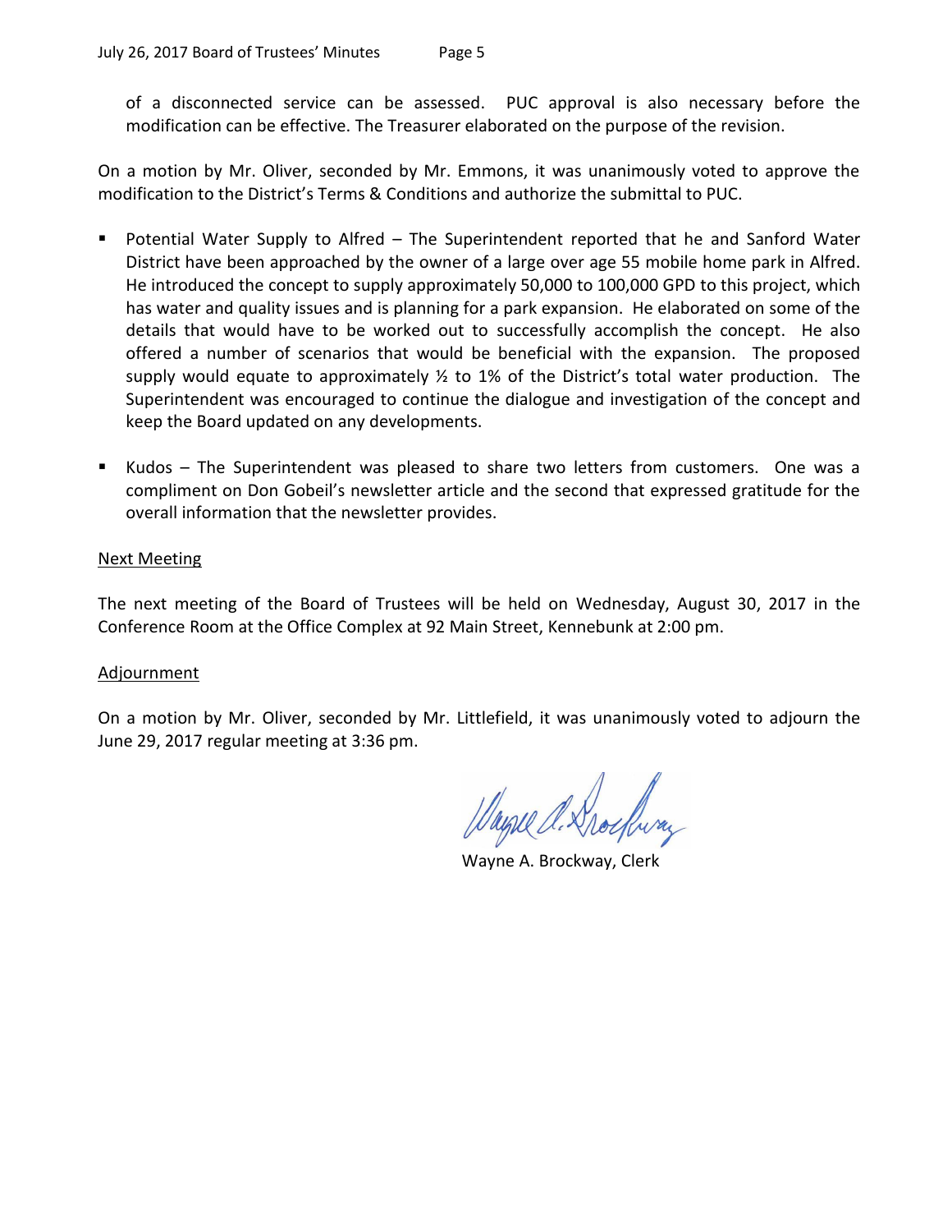of a disconnected service can be assessed. PUC approval is also necessary before the modification can be effective. The Treasurer elaborated on the purpose of the revision.

On a motion by Mr. Oliver, seconded by Mr. Emmons, it was unanimously voted to approve the modification to the District's Terms & Conditions and authorize the submittal to PUC.

- Potential Water Supply to Alfred – The Superintendent reported that he and Sanford Water District have been approached by the owner of a large over age 55 mobile home park in Alfred. He introduced the concept to supply approximately 50,000 to 100,000 GPD to this project, which has water and quality issues and is planning for a park expansion. He elaborated on some of the details that would have to be worked out to successfully accomplish the concept. He also offered a number of scenarios that would be beneficial with the expansion. The proposed supply would equate to approximately ½ to 1% of the District's total water production. The Superintendent was encouraged to continue the dialogue and investigation of the concept and keep the Board updated on any developments.

- Kudos – The Superintendent was pleased to share two letters from customers. One was a compliment on Don Gobeil's newsletter article and the second that expressed gratitude for the overall information that the newsletter provides.

<u>Next Meeting</u>

The next meeting of the Board of Trustees will be held on Wednesday, August 30, 2017 in the Conference Room at the Office Complex at 92 Main Street, Kennebunk at 2:00 pm.

<u>Adjournment</u>

On a motion by Mr. Oliver, seconded by Mr. Littlefield, it was unanimously voted to adjourn the June 29, 2017 regular meeting at 3:36 pm.

Wayne A. Brockway, Clerk